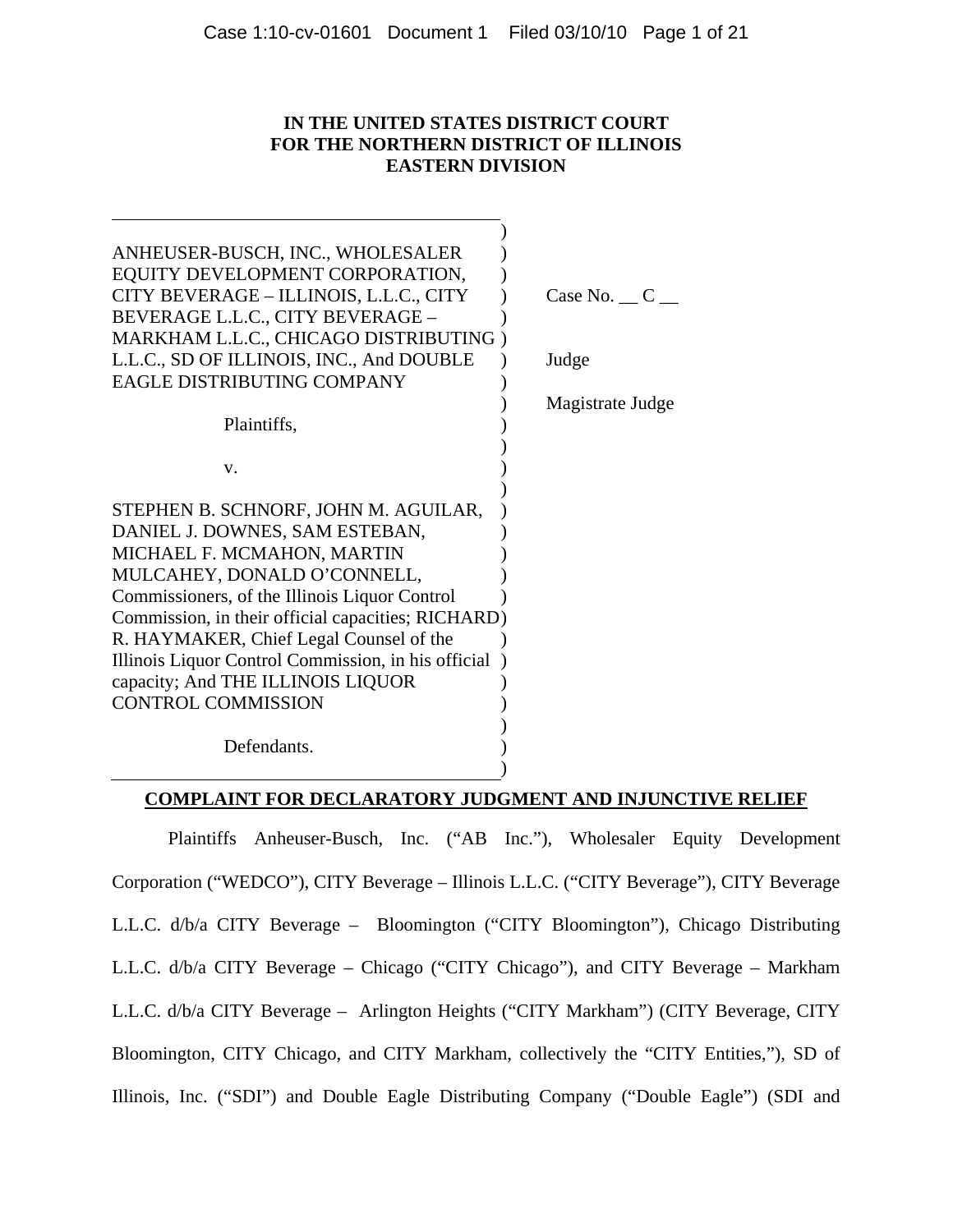**IN THE UNITED STATES DISTRICT COURT**
**FOR THE NORTHERN DISTRICT OF ILLINOIS**
**EASTERN DIVISION**

ANHEUSER-BUSCH, INC., WHOLESALER EQUITY DEVELOPMENT CORPORATION, CITY BEVERAGE – ILLINOIS, L.L.C., CITY BEVERAGE L.L.C., CITY BEVERAGE – MARKHAM L.L.C., CHICAGO DISTRIBUTING L.L.C., SD OF ILLINOIS, INC., And DOUBLE EAGLE DISTRIBUTING COMPANY

Plaintiffs,

v.

STEPHEN B. SCHNORF, JOHN M. AGUILAR, DANIEL J. DOWNES, SAM ESTEBAN, MICHAEL F. MCMAHON, MARTIN MULCAHEY, DONALD O'CONNELL, Commissioners, of the Illinois Liquor Control Commission, in their official capacities; RICHARD R. HAYMAKER, Chief Legal Counsel of the Illinois Liquor Control Commission, in his official capacity; And THE ILLINOIS LIQUOR CONTROL COMMISSION

Defendants.

Case No. __ C __

Judge

Magistrate Judge

**COMPLAINT FOR DECLARATORY JUDGMENT AND INJUNCTIVE RELIEF**

Plaintiffs Anheuser-Busch, Inc. ("AB Inc."), Wholesaler Equity Development Corporation ("WEDCO"), CITY Beverage – Illinois L.L.C. ("CITY Beverage"), CITY Beverage L.L.C. d/b/a CITY Beverage – Bloomington ("CITY Bloomington"), Chicago Distributing L.L.C. d/b/a CITY Beverage – Chicago ("CITY Chicago"), and CITY Beverage – Markham L.L.C. d/b/a CITY Beverage – Arlington Heights ("CITY Markham") (CITY Beverage, CITY Bloomington, CITY Chicago, and CITY Markham, collectively the "CITY Entities,"), SD of Illinois, Inc. ("SDI") and Double Eagle Distributing Company ("Double Eagle") (SDI and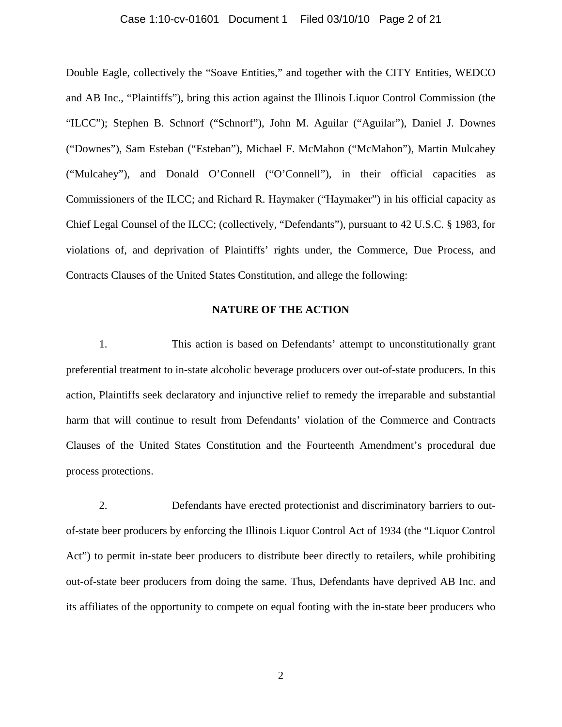Double Eagle, collectively the "Soave Entities," and together with the CITY Entities, WEDCO and AB Inc., "Plaintiffs"), bring this action against the Illinois Liquor Control Commission (the "ILCC"); Stephen B. Schnorf ("Schnorf"), John M. Aguilar ("Aguilar"), Daniel J. Downes ("Downes"), Sam Esteban ("Esteban"), Michael F. McMahon ("McMahon"), Martin Mulcahey ("Mulcahey"), and Donald O'Connell ("O'Connell"), in their official capacities as Commissioners of the ILCC; and Richard R. Haymaker ("Haymaker") in his official capacity as Chief Legal Counsel of the ILCC; (collectively, "Defendants"), pursuant to 42 U.S.C. § 1983, for violations of, and deprivation of Plaintiffs' rights under, the Commerce, Due Process, and Contracts Clauses of the United States Constitution, and allege the following:

## NATURE OF THE ACTION

1. This action is based on Defendants' attempt to unconstitutionally grant preferential treatment to in-state alcoholic beverage producers over out-of-state producers. In this action, Plaintiffs seek declaratory and injunctive relief to remedy the irreparable and substantial harm that will continue to result from Defendants' violation of the Commerce and Contracts Clauses of the United States Constitution and the Fourteenth Amendment's procedural due process protections.

2. Defendants have erected protectionist and discriminatory barriers to out-of-state beer producers by enforcing the Illinois Liquor Control Act of 1934 (the "Liquor Control Act") to permit in-state beer producers to distribute beer directly to retailers, while prohibiting out-of-state beer producers from doing the same. Thus, Defendants have deprived AB Inc. and its affiliates of the opportunity to compete on equal footing with the in-state beer producers who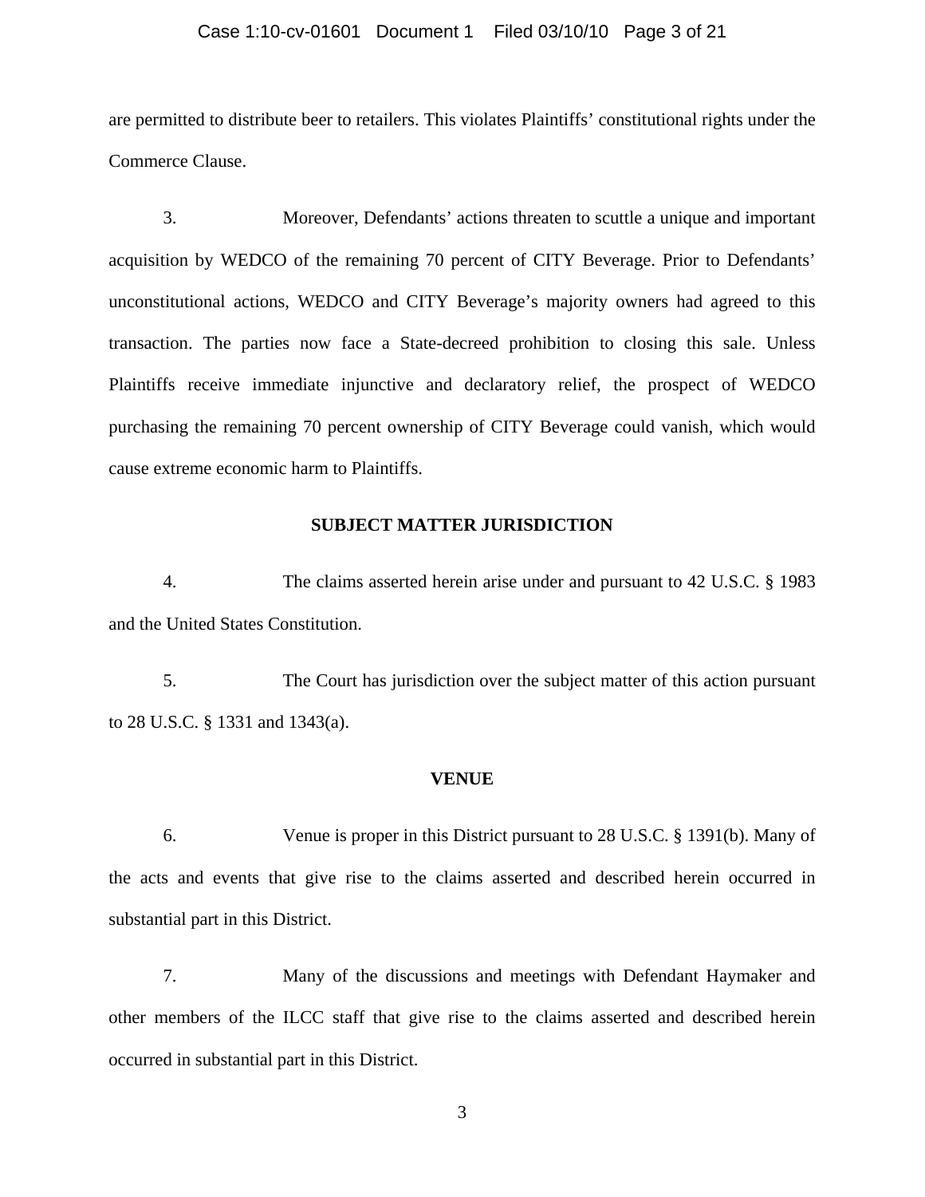are permitted to distribute beer to retailers. This violates Plaintiffs' constitutional rights under the Commerce Clause.

3. Moreover, Defendants' actions threaten to scuttle a unique and important acquisition by WEDCO of the remaining 70 percent of CITY Beverage. Prior to Defendants' unconstitutional actions, WEDCO and CITY Beverage's majority owners had agreed to this transaction. The parties now face a State-decreed prohibition to closing this sale. Unless Plaintiffs receive immediate injunctive and declaratory relief, the prospect of WEDCO purchasing the remaining 70 percent ownership of CITY Beverage could vanish, which would cause extreme economic harm to Plaintiffs.

## SUBJECT MATTER JURISDICTION

4. The claims asserted herein arise under and pursuant to 42 U.S.C. § 1983 and the United States Constitution.

5. The Court has jurisdiction over the subject matter of this action pursuant to 28 U.S.C. § 1331 and 1343(a).

## VENUE

6. Venue is proper in this District pursuant to 28 U.S.C. § 1391(b). Many of the acts and events that give rise to the claims asserted and described herein occurred in substantial part in this District.

7. Many of the discussions and meetings with Defendant Haymaker and other members of the ILCC staff that give rise to the claims asserted and described herein occurred in substantial part in this District.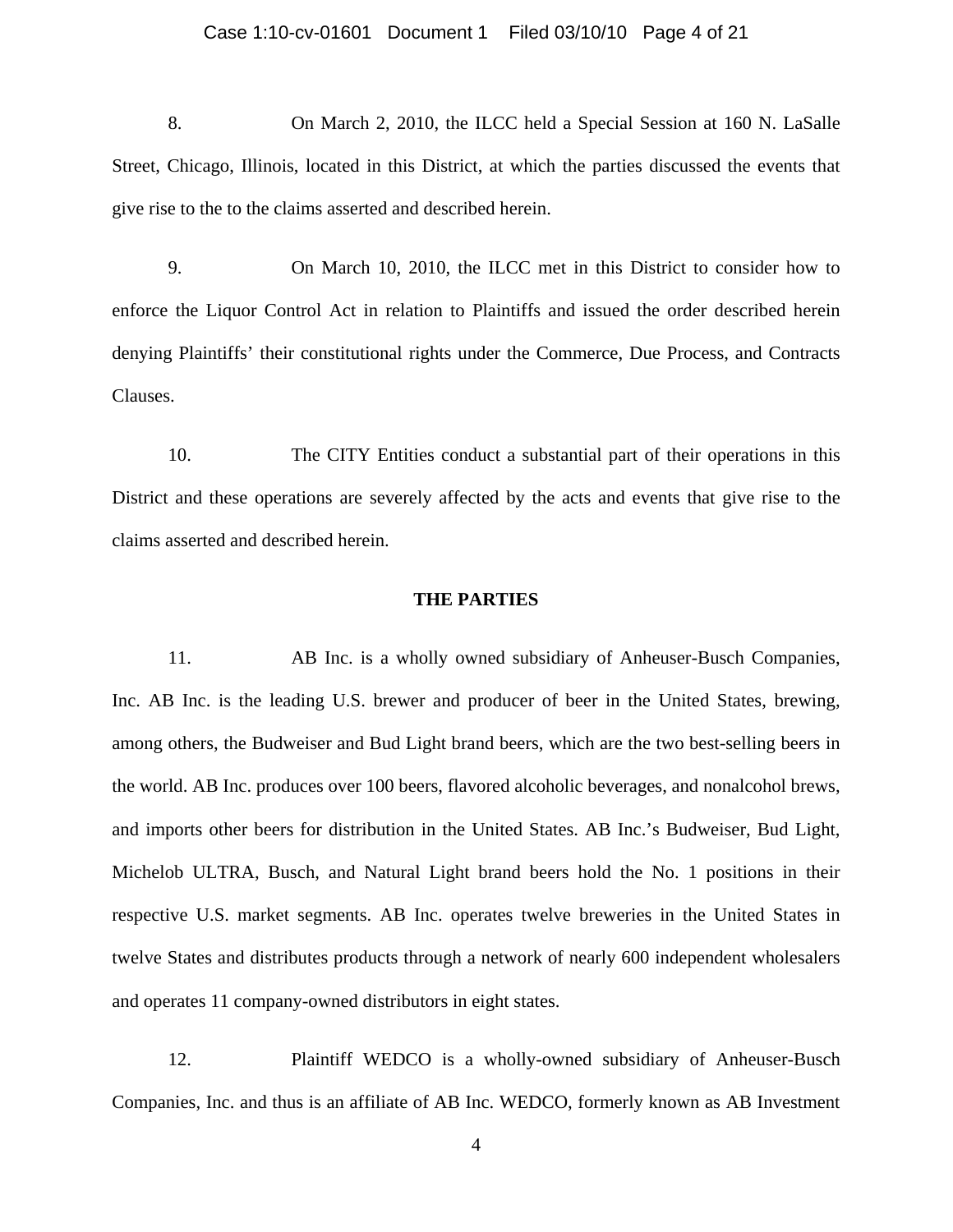8. On March 2, 2010, the ILCC held a Special Session at 160 N. LaSalle Street, Chicago, Illinois, located in this District, at which the parties discussed the events that give rise to the to the claims asserted and described herein.

9. On March 10, 2010, the ILCC met in this District to consider how to enforce the Liquor Control Act in relation to Plaintiffs and issued the order described herein denying Plaintiffs' their constitutional rights under the Commerce, Due Process, and Contracts Clauses.

10. The CITY Entities conduct a substantial part of their operations in this District and these operations are severely affected by the acts and events that give rise to the claims asserted and described herein.

**THE PARTIES**

11. AB Inc. is a wholly owned subsidiary of Anheuser-Busch Companies, Inc. AB Inc. is the leading U.S. brewer and producer of beer in the United States, brewing, among others, the Budweiser and Bud Light brand beers, which are the two best-selling beers in the world. AB Inc. produces over 100 beers, flavored alcoholic beverages, and nonalcohol brews, and imports other beers for distribution in the United States. AB Inc.'s Budweiser, Bud Light, Michelob ULTRA, Busch, and Natural Light brand beers hold the No. 1 positions in their respective U.S. market segments. AB Inc. operates twelve breweries in the United States in twelve States and distributes products through a network of nearly 600 independent wholesalers and operates 11 company-owned distributors in eight states.

12. Plaintiff WEDCO is a wholly-owned subsidiary of Anheuser-Busch Companies, Inc. and thus is an affiliate of AB Inc. WEDCO, formerly known as AB Investment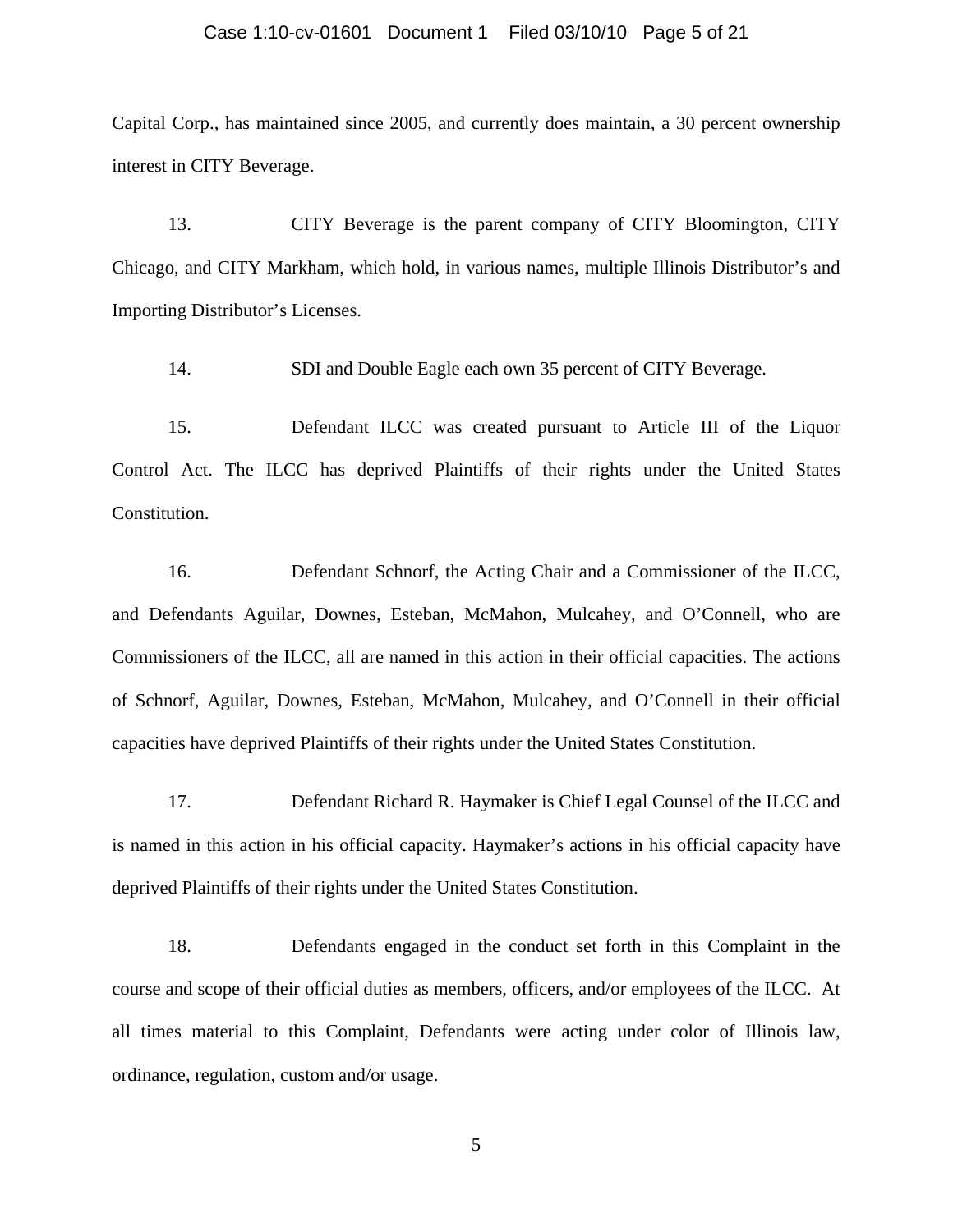Capital Corp., has maintained since 2005, and currently does maintain, a 30 percent ownership interest in CITY Beverage.

13. CITY Beverage is the parent company of CITY Bloomington, CITY Chicago, and CITY Markham, which hold, in various names, multiple Illinois Distributor's and Importing Distributor's Licenses.

14. SDI and Double Eagle each own 35 percent of CITY Beverage.

15. Defendant ILCC was created pursuant to Article III of the Liquor Control Act. The ILCC has deprived Plaintiffs of their rights under the United States Constitution.

16. Defendant Schnorf, the Acting Chair and a Commissioner of the ILCC, and Defendants Aguilar, Downes, Esteban, McMahon, Mulcahey, and O'Connell, who are Commissioners of the ILCC, all are named in this action in their official capacities. The actions of Schnorf, Aguilar, Downes, Esteban, McMahon, Mulcahey, and O'Connell in their official capacities have deprived Plaintiffs of their rights under the United States Constitution.

17. Defendant Richard R. Haymaker is Chief Legal Counsel of the ILCC and is named in this action in his official capacity. Haymaker's actions in his official capacity have deprived Plaintiffs of their rights under the United States Constitution.

18. Defendants engaged in the conduct set forth in this Complaint in the course and scope of their official duties as members, officers, and/or employees of the ILCC. At all times material to this Complaint, Defendants were acting under color of Illinois law, ordinance, regulation, custom and/or usage.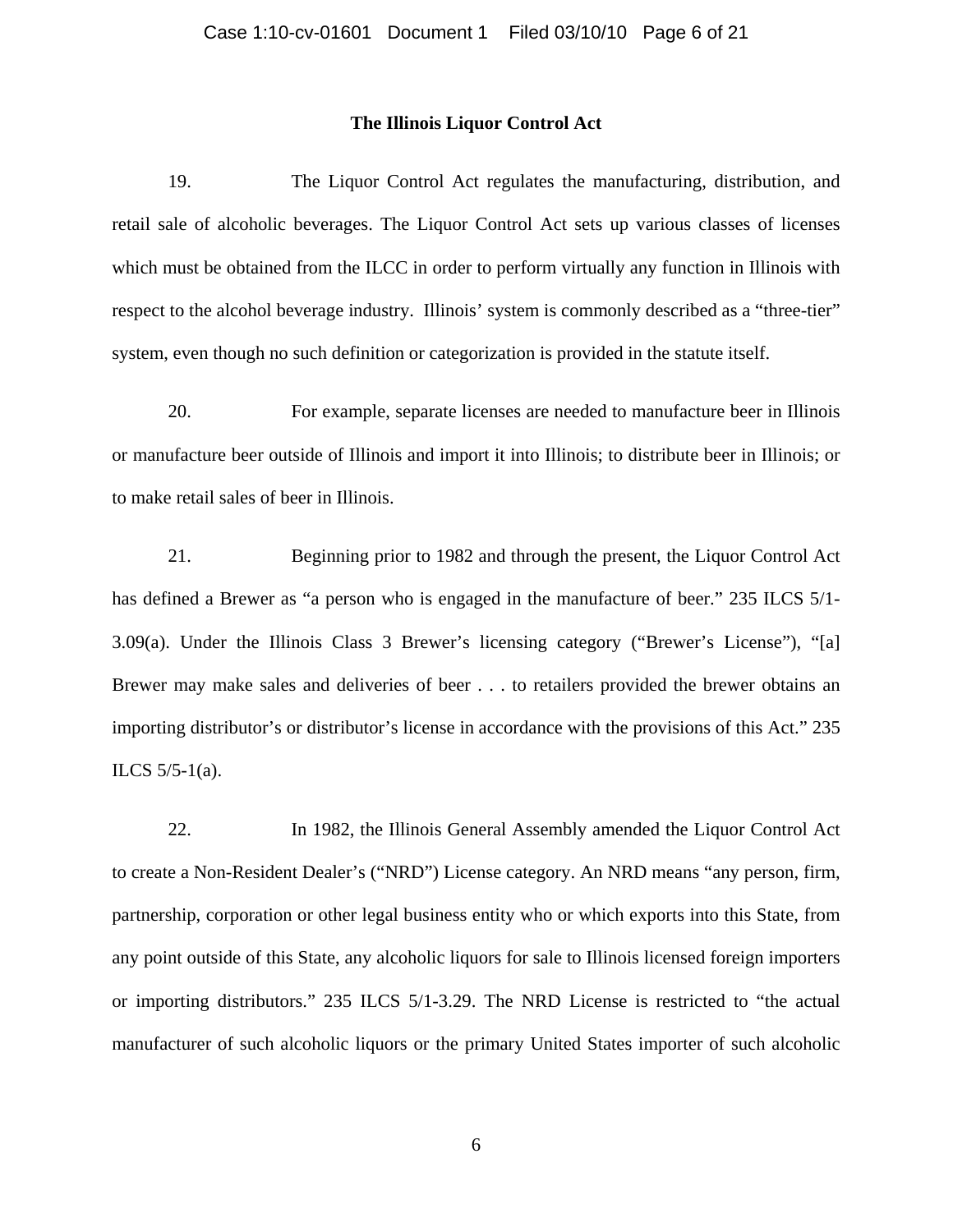## The Illinois Liquor Control Act

19. The Liquor Control Act regulates the manufacturing, distribution, and retail sale of alcoholic beverages. The Liquor Control Act sets up various classes of licenses which must be obtained from the ILCC in order to perform virtually any function in Illinois with respect to the alcohol beverage industry. Illinois' system is commonly described as a "three-tier" system, even though no such definition or categorization is provided in the statute itself.

20. For example, separate licenses are needed to manufacture beer in Illinois or manufacture beer outside of Illinois and import it into Illinois; to distribute beer in Illinois; or to make retail sales of beer in Illinois.

21. Beginning prior to 1982 and through the present, the Liquor Control Act has defined a Brewer as "a person who is engaged in the manufacture of beer." 235 ILCS 5/1-3.09(a). Under the Illinois Class 3 Brewer's licensing category ("Brewer's License"), "[a] Brewer may make sales and deliveries of beer . . . to retailers provided the brewer obtains an importing distributor's or distributor's license in accordance with the provisions of this Act." 235 ILCS 5/5-1(a).

22. In 1982, the Illinois General Assembly amended the Liquor Control Act to create a Non-Resident Dealer's ("NRD") License category. An NRD means "any person, firm, partnership, corporation or other legal business entity who or which exports into this State, from any point outside of this State, any alcoholic liquors for sale to Illinois licensed foreign importers or importing distributors." 235 ILCS 5/1-3.29. The NRD License is restricted to "the actual manufacturer of such alcoholic liquors or the primary United States importer of such alcoholic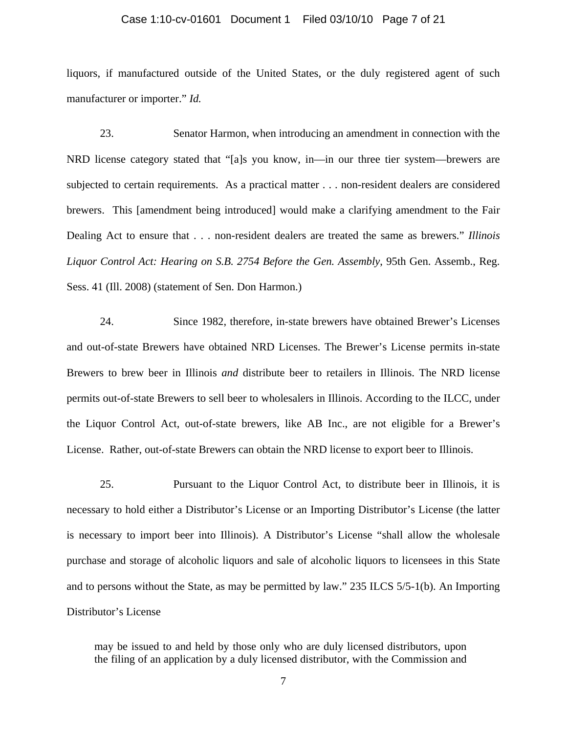liquors, if manufactured outside of the United States, or the duly registered agent of such manufacturer or importer." *Id.*

23. Senator Harmon, when introducing an amendment in connection with the NRD license category stated that "[a]s you know, in—in our three tier system—brewers are subjected to certain requirements. As a practical matter . . . non-resident dealers are considered brewers. This [amendment being introduced] would make a clarifying amendment to the Fair Dealing Act to ensure that . . . non-resident dealers are treated the same as brewers." *Illinois Liquor Control Act: Hearing on S.B. 2754 Before the Gen. Assembly*, 95th Gen. Assemb., Reg. Sess. 41 (Ill. 2008) (statement of Sen. Don Harmon.)

24. Since 1982, therefore, in-state brewers have obtained Brewer's Licenses and out-of-state Brewers have obtained NRD Licenses. The Brewer's License permits in-state Brewers to brew beer in Illinois *and* distribute beer to retailers in Illinois. The NRD license permits out-of-state Brewers to sell beer to wholesalers in Illinois. According to the ILCC, under the Liquor Control Act, out-of-state brewers, like AB Inc., are not eligible for a Brewer's License. Rather, out-of-state Brewers can obtain the NRD license to export beer to Illinois.

25. Pursuant to the Liquor Control Act, to distribute beer in Illinois, it is necessary to hold either a Distributor's License or an Importing Distributor's License (the latter is necessary to import beer into Illinois). A Distributor's License "shall allow the wholesale purchase and storage of alcoholic liquors and sale of alcoholic liquors to licensees in this State and to persons without the State, as may be permitted by law." 235 ILCS 5/5-1(b). An Importing Distributor's License

> may be issued to and held by those only who are duly licensed distributors, upon the filing of an application by a duly licensed distributor, with the Commission and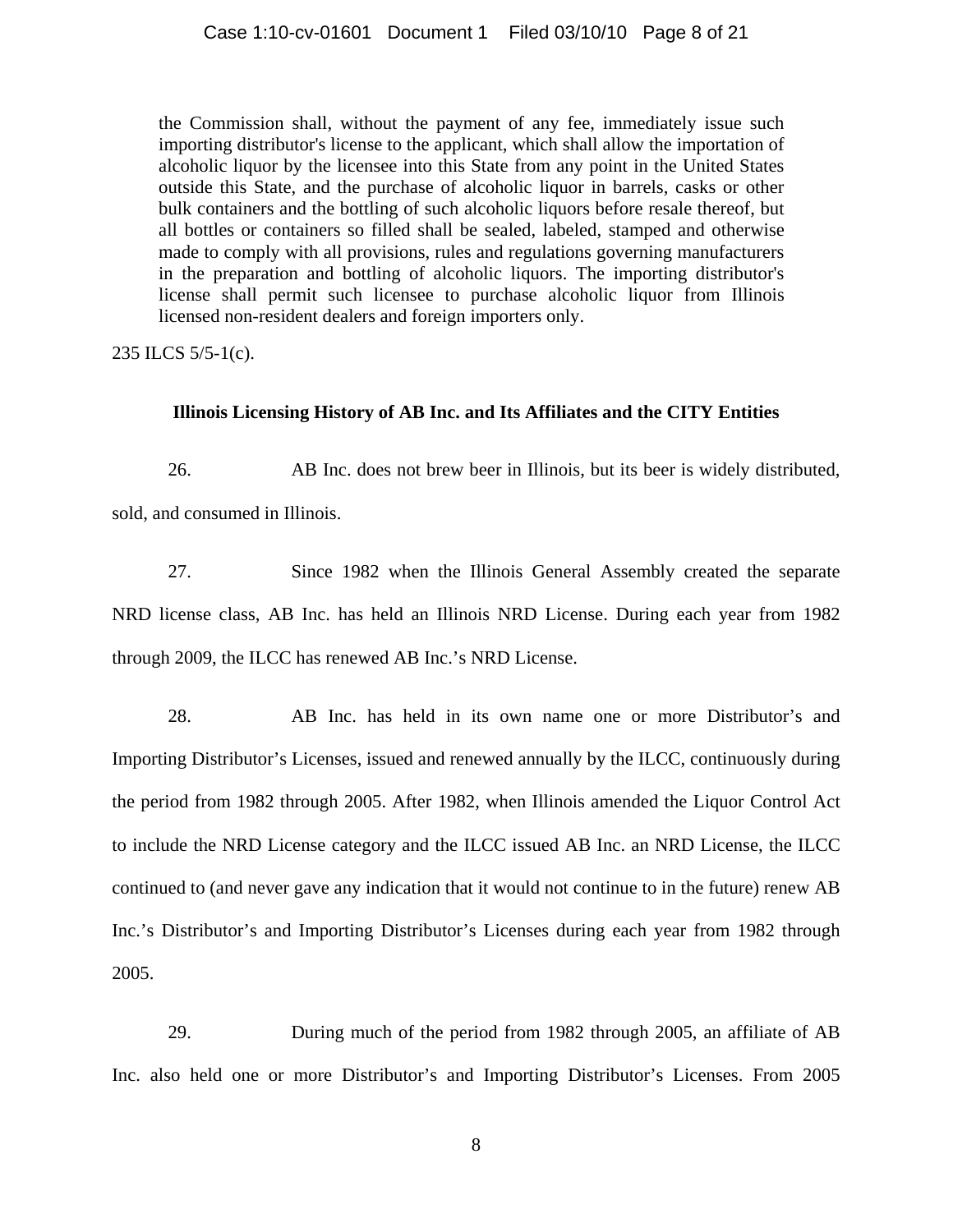> the Commission shall, without the payment of any fee, immediately issue such importing distributor's license to the applicant, which shall allow the importation of alcoholic liquor by the licensee into this State from any point in the United States outside this State, and the purchase of alcoholic liquor in barrels, casks or other bulk containers and the bottling of such alcoholic liquors before resale thereof, but all bottles or containers so filled shall be sealed, labeled, stamped and otherwise made to comply with all provisions, rules and regulations governing manufacturers in the preparation and bottling of alcoholic liquors. The importing distributor's license shall permit such licensee to purchase alcoholic liquor from Illinois licensed non-resident dealers and foreign importers only.

235 ILCS 5/5-1(c).

**Illinois Licensing History of AB Inc. and Its Affiliates and the CITY Entities**

26. AB Inc. does not brew beer in Illinois, but its beer is widely distributed, sold, and consumed in Illinois.

27. Since 1982 when the Illinois General Assembly created the separate NRD license class, AB Inc. has held an Illinois NRD License. During each year from 1982 through 2009, the ILCC has renewed AB Inc.'s NRD License.

28. AB Inc. has held in its own name one or more Distributor's and Importing Distributor's Licenses, issued and renewed annually by the ILCC, continuously during the period from 1982 through 2005. After 1982, when Illinois amended the Liquor Control Act to include the NRD License category and the ILCC issued AB Inc. an NRD License, the ILCC continued to (and never gave any indication that it would not continue to in the future) renew AB Inc.'s Distributor's and Importing Distributor's Licenses during each year from 1982 through 2005.

29. During much of the period from 1982 through 2005, an affiliate of AB Inc. also held one or more Distributor's and Importing Distributor's Licenses. From 2005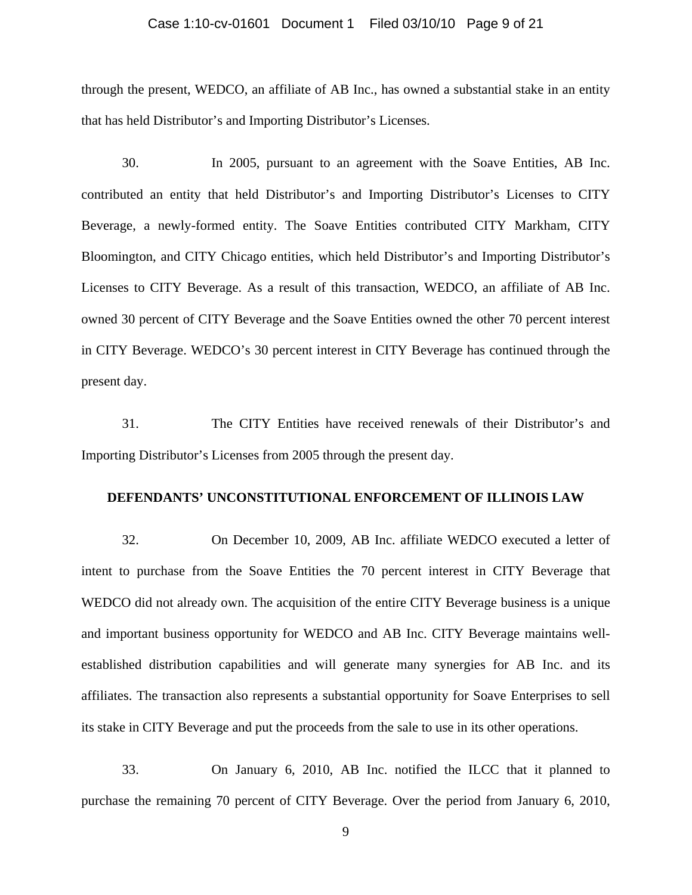through the present, WEDCO, an affiliate of AB Inc., has owned a substantial stake in an entity that has held Distributor's and Importing Distributor's Licenses.

30. In 2005, pursuant to an agreement with the Soave Entities, AB Inc. contributed an entity that held Distributor's and Importing Distributor's Licenses to CITY Beverage, a newly-formed entity. The Soave Entities contributed CITY Markham, CITY Bloomington, and CITY Chicago entities, which held Distributor's and Importing Distributor's Licenses to CITY Beverage. As a result of this transaction, WEDCO, an affiliate of AB Inc. owned 30 percent of CITY Beverage and the Soave Entities owned the other 70 percent interest in CITY Beverage. WEDCO's 30 percent interest in CITY Beverage has continued through the present day.

31. The CITY Entities have received renewals of their Distributor's and Importing Distributor's Licenses from 2005 through the present day.

**DEFENDANTS' UNCONSTITUTIONAL ENFORCEMENT OF ILLINOIS LAW**

32. On December 10, 2009, AB Inc. affiliate WEDCO executed a letter of intent to purchase from the Soave Entities the 70 percent interest in CITY Beverage that WEDCO did not already own. The acquisition of the entire CITY Beverage business is a unique and important business opportunity for WEDCO and AB Inc. CITY Beverage maintains well-established distribution capabilities and will generate many synergies for AB Inc. and its affiliates. The transaction also represents a substantial opportunity for Soave Enterprises to sell its stake in CITY Beverage and put the proceeds from the sale to use in its other operations.

33. On January 6, 2010, AB Inc. notified the ILCC that it planned to purchase the remaining 70 percent of CITY Beverage. Over the period from January 6, 2010,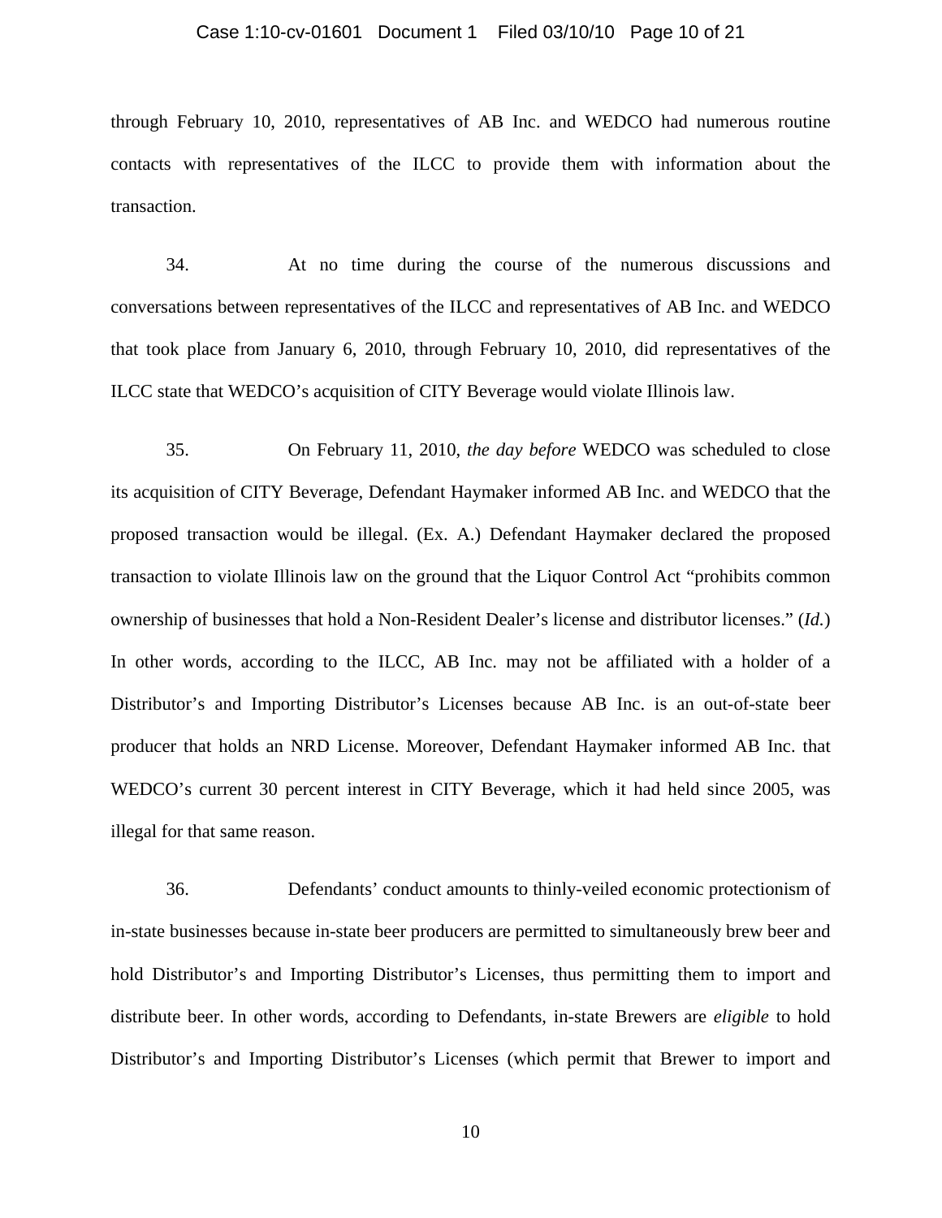through February 10, 2010, representatives of AB Inc. and WEDCO had numerous routine contacts with representatives of the ILCC to provide them with information about the transaction.

34. At no time during the course of the numerous discussions and conversations between representatives of the ILCC and representatives of AB Inc. and WEDCO that took place from January 6, 2010, through February 10, 2010, did representatives of the ILCC state that WEDCO's acquisition of CITY Beverage would violate Illinois law.

35. On February 11, 2010, *the day before* WEDCO was scheduled to close its acquisition of CITY Beverage, Defendant Haymaker informed AB Inc. and WEDCO that the proposed transaction would be illegal. (Ex. A.) Defendant Haymaker declared the proposed transaction to violate Illinois law on the ground that the Liquor Control Act "prohibits common ownership of businesses that hold a Non-Resident Dealer's license and distributor licenses." (*Id.*) In other words, according to the ILCC, AB Inc. may not be affiliated with a holder of a Distributor's and Importing Distributor's Licenses because AB Inc. is an out-of-state beer producer that holds an NRD License. Moreover, Defendant Haymaker informed AB Inc. that WEDCO's current 30 percent interest in CITY Beverage, which it had held since 2005, was illegal for that same reason.

36. Defendants' conduct amounts to thinly-veiled economic protectionism of in-state businesses because in-state beer producers are permitted to simultaneously brew beer and hold Distributor's and Importing Distributor's Licenses, thus permitting them to import and distribute beer. In other words, according to Defendants, in-state Brewers are *eligible* to hold Distributor's and Importing Distributor's Licenses (which permit that Brewer to import and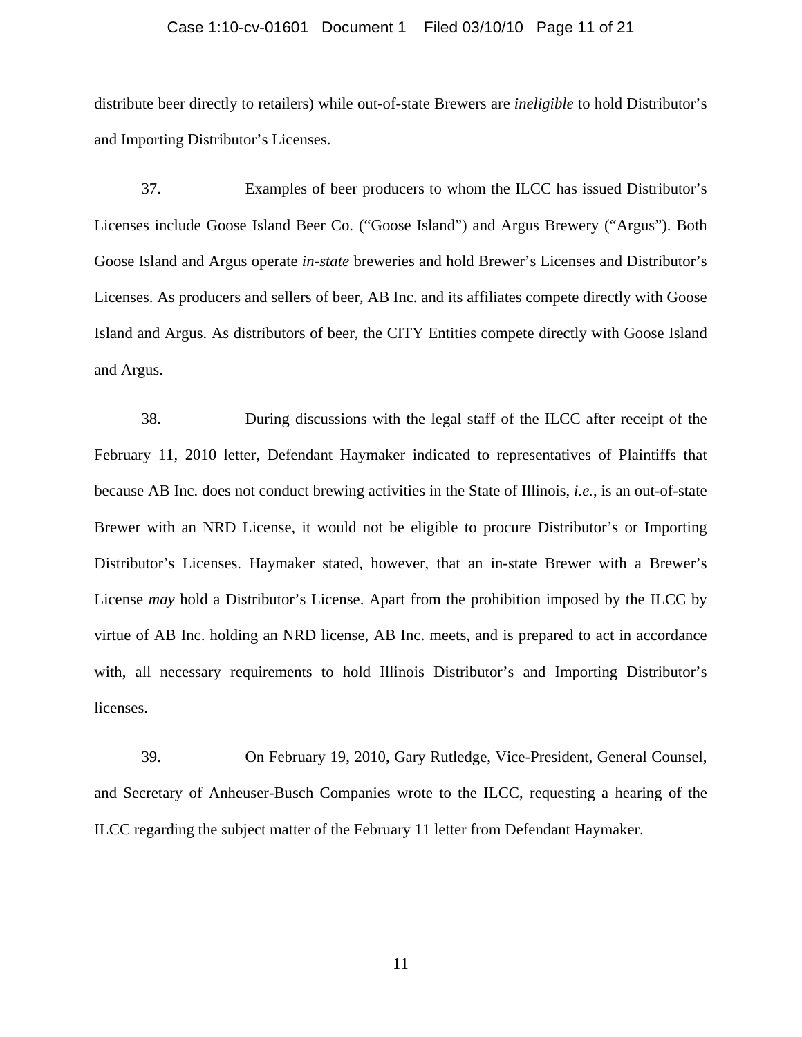distribute beer directly to retailers) while out-of-state Brewers are *ineligible* to hold Distributor's and Importing Distributor's Licenses.

37. Examples of beer producers to whom the ILCC has issued Distributor's Licenses include Goose Island Beer Co. ("Goose Island") and Argus Brewery ("Argus"). Both Goose Island and Argus operate *in-state* breweries and hold Brewer's Licenses and Distributor's Licenses. As producers and sellers of beer, AB Inc. and its affiliates compete directly with Goose Island and Argus. As distributors of beer, the CITY Entities compete directly with Goose Island and Argus.

38. During discussions with the legal staff of the ILCC after receipt of the February 11, 2010 letter, Defendant Haymaker indicated to representatives of Plaintiffs that because AB Inc. does not conduct brewing activities in the State of Illinois, *i.e.*, is an out-of-state Brewer with an NRD License, it would not be eligible to procure Distributor's or Importing Distributor's Licenses. Haymaker stated, however, that an in-state Brewer with a Brewer's License *may* hold a Distributor's License. Apart from the prohibition imposed by the ILCC by virtue of AB Inc. holding an NRD license, AB Inc. meets, and is prepared to act in accordance with, all necessary requirements to hold Illinois Distributor's and Importing Distributor's licenses.

39. On February 19, 2010, Gary Rutledge, Vice-President, General Counsel, and Secretary of Anheuser-Busch Companies wrote to the ILCC, requesting a hearing of the ILCC regarding the subject matter of the February 11 letter from Defendant Haymaker.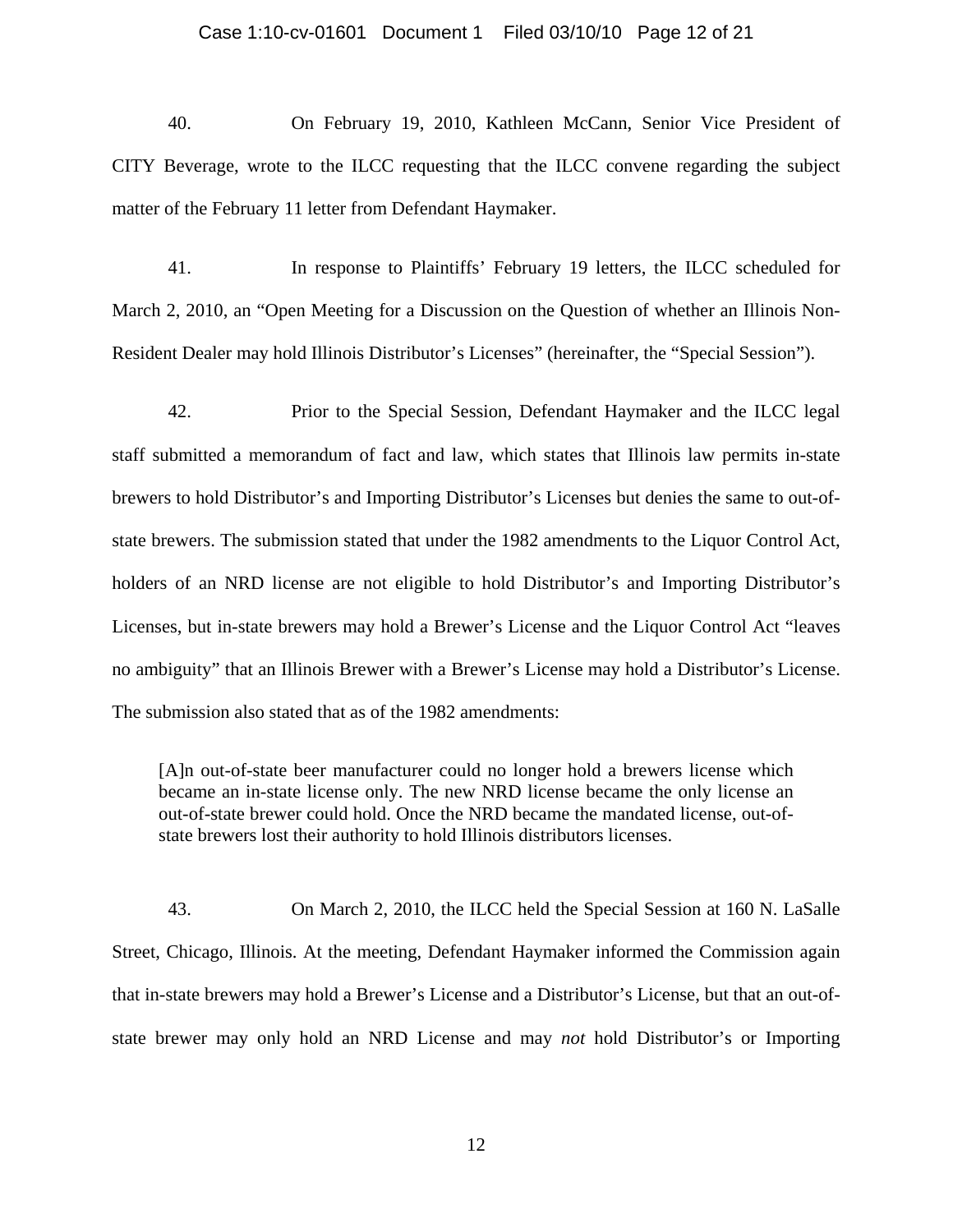40. On February 19, 2010, Kathleen McCann, Senior Vice President of CITY Beverage, wrote to the ILCC requesting that the ILCC convene regarding the subject matter of the February 11 letter from Defendant Haymaker.

41. In response to Plaintiffs' February 19 letters, the ILCC scheduled for March 2, 2010, an "Open Meeting for a Discussion on the Question of whether an Illinois Non-Resident Dealer may hold Illinois Distributor's Licenses" (hereinafter, the "Special Session").

42. Prior to the Special Session, Defendant Haymaker and the ILCC legal staff submitted a memorandum of fact and law, which states that Illinois law permits in-state brewers to hold Distributor's and Importing Distributor's Licenses but denies the same to out-of-state brewers. The submission stated that under the 1982 amendments to the Liquor Control Act, holders of an NRD license are not eligible to hold Distributor's and Importing Distributor's Licenses, but in-state brewers may hold a Brewer's License and the Liquor Control Act "leaves no ambiguity" that an Illinois Brewer with a Brewer's License may hold a Distributor's License. The submission also stated that as of the 1982 amendments:

> [A]n out-of-state beer manufacturer could no longer hold a brewers license which became an in-state license only. The new NRD license became the only license an out-of-state brewer could hold. Once the NRD became the mandated license, out-of-state brewers lost their authority to hold Illinois distributors licenses.

43. On March 2, 2010, the ILCC held the Special Session at 160 N. LaSalle Street, Chicago, Illinois. At the meeting, Defendant Haymaker informed the Commission again that in-state brewers may hold a Brewer's License and a Distributor's License, but that an out-of-state brewer may only hold an NRD License and may *not* hold Distributor's or Importing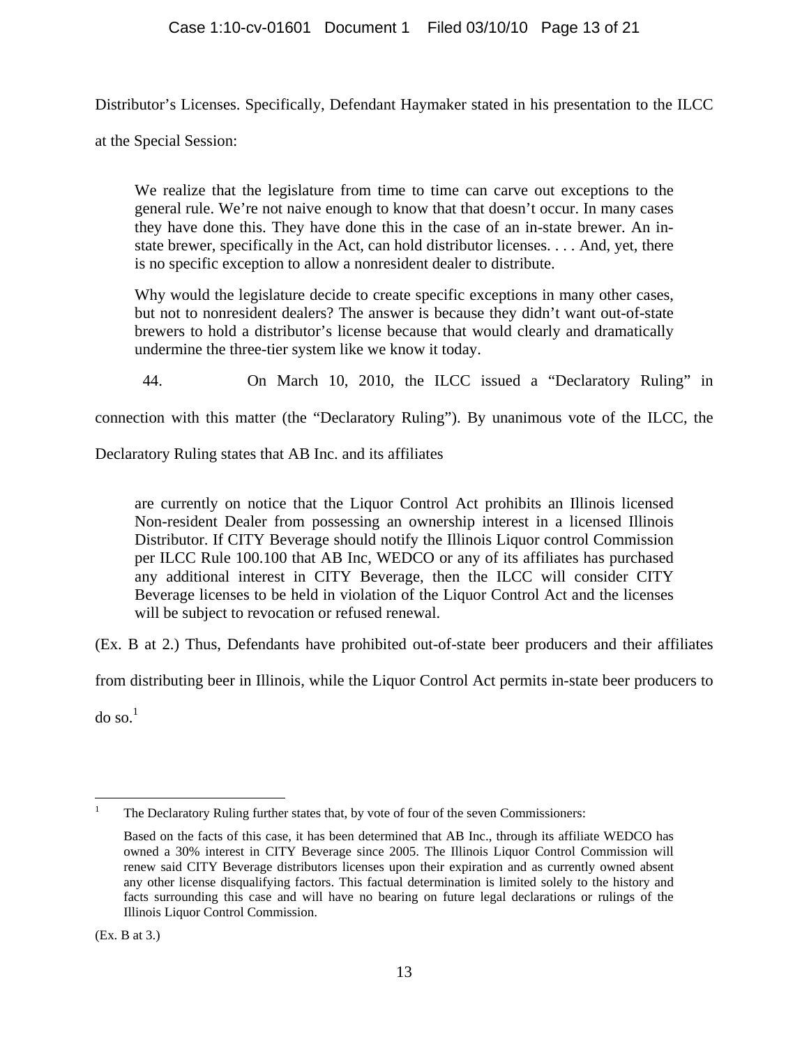Distributor's Licenses. Specifically, Defendant Haymaker stated in his presentation to the ILCC at the Special Session:

> We realize that the legislature from time to time can carve out exceptions to the general rule. We're not naive enough to know that that doesn't occur. In many cases they have done this. They have done this in the case of an in-state brewer. An in-state brewer, specifically in the Act, can hold distributor licenses. . . . And, yet, there is no specific exception to allow a nonresident dealer to distribute.
>
> Why would the legislature decide to create specific exceptions in many other cases, but not to nonresident dealers? The answer is because they didn't want out-of-state brewers to hold a distributor's license because that would clearly and dramatically undermine the three-tier system like we know it today.

44. On March 10, 2010, the ILCC issued a "Declaratory Ruling" in connection with this matter (the "Declaratory Ruling"). By unanimous vote of the ILCC, the Declaratory Ruling states that AB Inc. and its affiliates

> are currently on notice that the Liquor Control Act prohibits an Illinois licensed Non-resident Dealer from possessing an ownership interest in a licensed Illinois Distributor. If CITY Beverage should notify the Illinois Liquor control Commission per ILCC Rule 100.100 that AB Inc, WEDCO or any of its affiliates has purchased any additional interest in CITY Beverage, then the ILCC will consider CITY Beverage licenses to be held in violation of the Liquor Control Act and the licenses will be subject to revocation or refused renewal.

(Ex. B at 2.) Thus, Defendants have prohibited out-of-state beer producers and their affiliates from distributing beer in Illinois, while the Liquor Control Act permits in-state beer producers to do so.[1]

---

[1] The Declaratory Ruling further states that, by vote of four of the seven Commissioners:

> Based on the facts of this case, it has been determined that AB Inc., through its affiliate WEDCO has owned a 30% interest in CITY Beverage since 2005. The Illinois Liquor Control Commission will renew said CITY Beverage distributors licenses upon their expiration and as currently owned absent any other license disqualifying factors. This factual determination is limited solely to the history and facts surrounding this case and will have no bearing on future legal declarations or rulings of the Illinois Liquor Control Commission.

(Ex. B at 3.)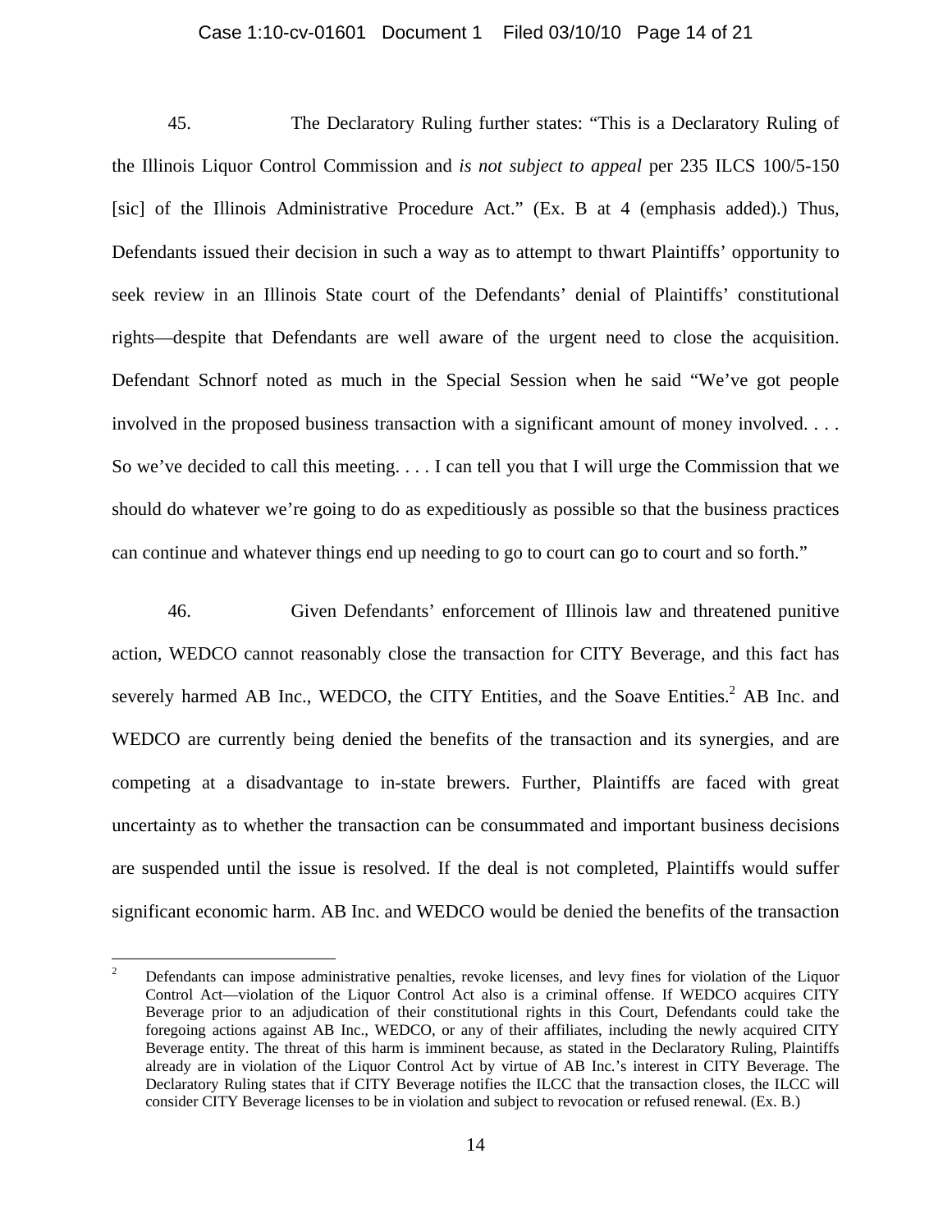45. The Declaratory Ruling further states: "This is a Declaratory Ruling of the Illinois Liquor Control Commission and *is not subject to appeal* per 235 ILCS 100/5-150 [sic] of the Illinois Administrative Procedure Act." (Ex. B at 4 (emphasis added).) Thus, Defendants issued their decision in such a way as to attempt to thwart Plaintiffs' opportunity to seek review in an Illinois State court of the Defendants' denial of Plaintiffs' constitutional rights—despite that Defendants are well aware of the urgent need to close the acquisition. Defendant Schnorf noted as much in the Special Session when he said "We've got people involved in the proposed business transaction with a significant amount of money involved. . . . So we've decided to call this meeting. . . . I can tell you that I will urge the Commission that we should do whatever we're going to do as expeditiously as possible so that the business practices can continue and whatever things end up needing to go to court can go to court and so forth."

46. Given Defendants' enforcement of Illinois law and threatened punitive action, WEDCO cannot reasonably close the transaction for CITY Beverage, and this fact has severely harmed AB Inc., WEDCO, the CITY Entities, and the Soave Entities.[2] AB Inc. and WEDCO are currently being denied the benefits of the transaction and its synergies, and are competing at a disadvantage to in-state brewers. Further, Plaintiffs are faced with great uncertainty as to whether the transaction can be consummated and important business decisions are suspended until the issue is resolved. If the deal is not completed, Plaintiffs would suffer significant economic harm. AB Inc. and WEDCO would be denied the benefits of the transaction

---

[2] Defendants can impose administrative penalties, revoke licenses, and levy fines for violation of the Liquor Control Act—violation of the Liquor Control Act also is a criminal offense. If WEDCO acquires CITY Beverage prior to an adjudication of their constitutional rights in this Court, Defendants could take the foregoing actions against AB Inc., WEDCO, or any of their affiliates, including the newly acquired CITY Beverage entity. The threat of this harm is imminent because, as stated in the Declaratory Ruling, Plaintiffs already are in violation of the Liquor Control Act by virtue of AB Inc.'s interest in CITY Beverage. The Declaratory Ruling states that if CITY Beverage notifies the ILCC that the transaction closes, the ILCC will consider CITY Beverage licenses to be in violation and subject to revocation or refused renewal. (Ex. B.)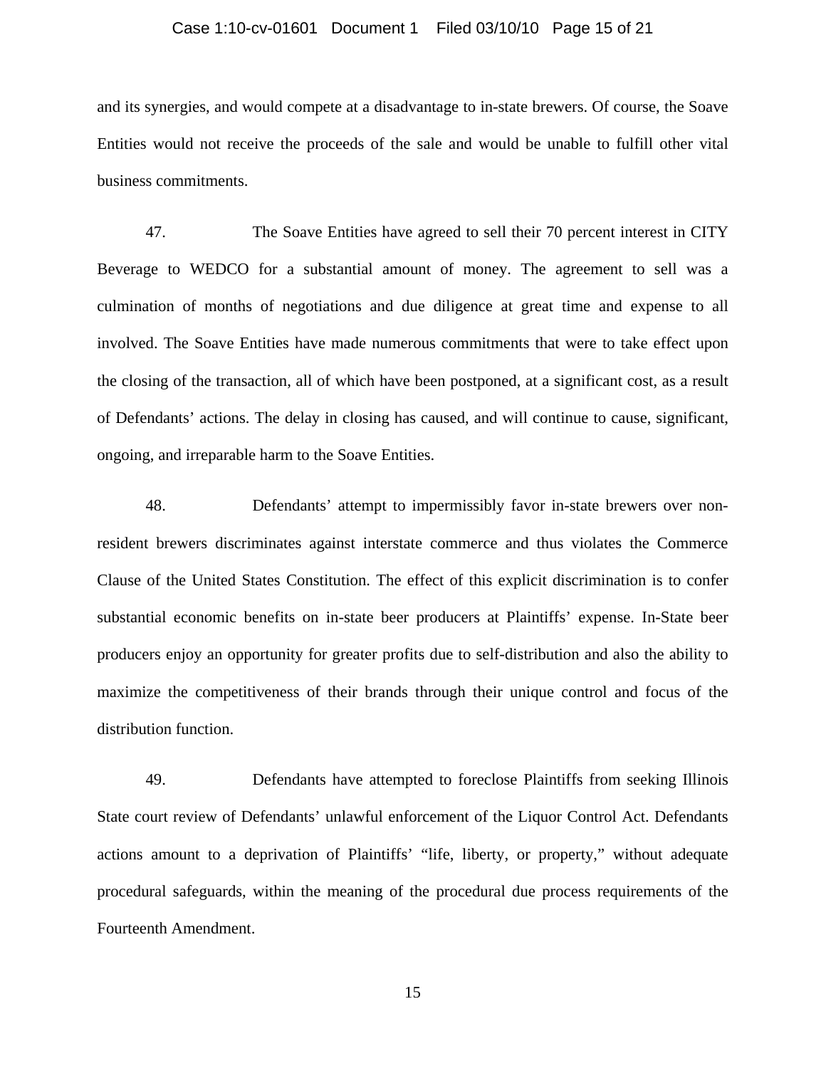and its synergies, and would compete at a disadvantage to in-state brewers. Of course, the Soave Entities would not receive the proceeds of the sale and would be unable to fulfill other vital business commitments.

47. The Soave Entities have agreed to sell their 70 percent interest in CITY Beverage to WEDCO for a substantial amount of money. The agreement to sell was a culmination of months of negotiations and due diligence at great time and expense to all involved. The Soave Entities have made numerous commitments that were to take effect upon the closing of the transaction, all of which have been postponed, at a significant cost, as a result of Defendants' actions. The delay in closing has caused, and will continue to cause, significant, ongoing, and irreparable harm to the Soave Entities.

48. Defendants' attempt to impermissibly favor in-state brewers over non-resident brewers discriminates against interstate commerce and thus violates the Commerce Clause of the United States Constitution. The effect of this explicit discrimination is to confer substantial economic benefits on in-state beer producers at Plaintiffs' expense. In-State beer producers enjoy an opportunity for greater profits due to self-distribution and also the ability to maximize the competitiveness of their brands through their unique control and focus of the distribution function.

49. Defendants have attempted to foreclose Plaintiffs from seeking Illinois State court review of Defendants' unlawful enforcement of the Liquor Control Act. Defendants actions amount to a deprivation of Plaintiffs' "life, liberty, or property," without adequate procedural safeguards, within the meaning of the procedural due process requirements of the Fourteenth Amendment.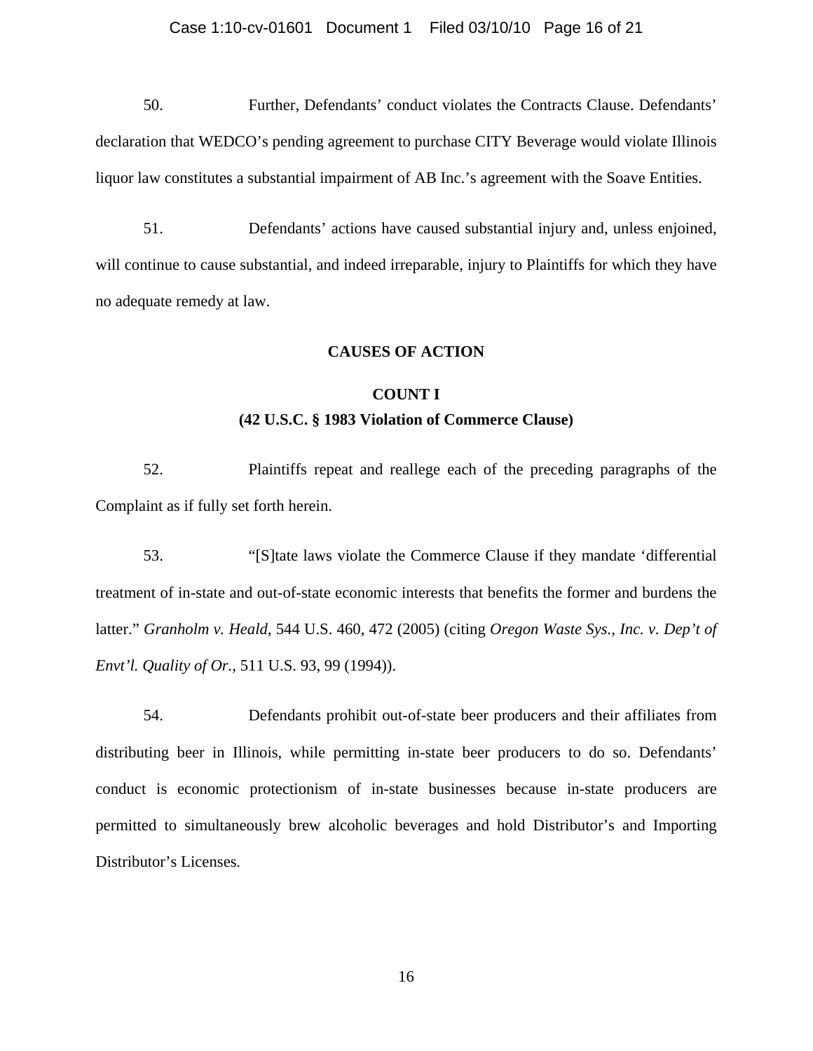50. Further, Defendants' conduct violates the Contracts Clause. Defendants' declaration that WEDCO's pending agreement to purchase CITY Beverage would violate Illinois liquor law constitutes a substantial impairment of AB Inc.'s agreement with the Soave Entities.

51. Defendants' actions have caused substantial injury and, unless enjoined, will continue to cause substantial, and indeed irreparable, injury to Plaintiffs for which they have no adequate remedy at law.

**CAUSES OF ACTION**

**COUNT I**
**(42 U.S.C. § 1983 Violation of Commerce Clause)**

52. Plaintiffs repeat and reallege each of the preceding paragraphs of the Complaint as if fully set forth herein.

53. "[S]tate laws violate the Commerce Clause if they mandate 'differential treatment of in-state and out-of-state economic interests that benefits the former and burdens the latter." *Granholm v. Heald*, 544 U.S. 460, 472 (2005) (citing *Oregon Waste Sys., Inc. v. Dep't of Envt'l. Quality of Or.*, 511 U.S. 93, 99 (1994)).

54. Defendants prohibit out-of-state beer producers and their affiliates from distributing beer in Illinois, while permitting in-state beer producers to do so. Defendants' conduct is economic protectionism of in-state businesses because in-state producers are permitted to simultaneously brew alcoholic beverages and hold Distributor's and Importing Distributor's Licenses.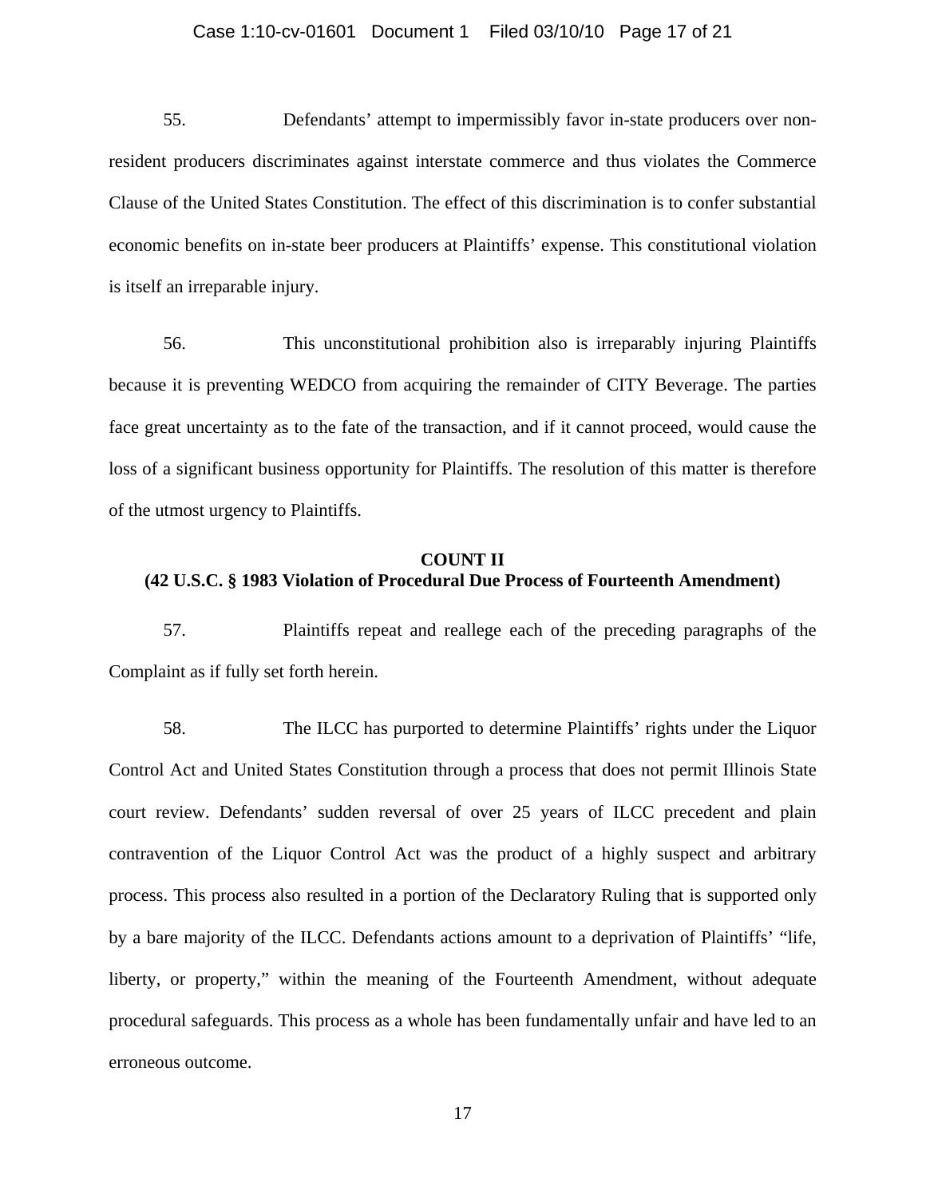55. Defendants' attempt to impermissibly favor in-state producers over non-resident producers discriminates against interstate commerce and thus violates the Commerce Clause of the United States Constitution. The effect of this discrimination is to confer substantial economic benefits on in-state beer producers at Plaintiffs' expense. This constitutional violation is itself an irreparable injury.

56. This unconstitutional prohibition also is irreparably injuring Plaintiffs because it is preventing WEDCO from acquiring the remainder of CITY Beverage. The parties face great uncertainty as to the fate of the transaction, and if it cannot proceed, would cause the loss of a significant business opportunity for Plaintiffs. The resolution of this matter is therefore of the utmost urgency to Plaintiffs.

**COUNT II**
**(42 U.S.C. § 1983 Violation of Procedural Due Process of Fourteenth Amendment)**

57. Plaintiffs repeat and reallege each of the preceding paragraphs of the Complaint as if fully set forth herein.

58. The ILCC has purported to determine Plaintiffs' rights under the Liquor Control Act and United States Constitution through a process that does not permit Illinois State court review. Defendants' sudden reversal of over 25 years of ILCC precedent and plain contravention of the Liquor Control Act was the product of a highly suspect and arbitrary process. This process also resulted in a portion of the Declaratory Ruling that is supported only by a bare majority of the ILCC. Defendants actions amount to a deprivation of Plaintiffs' "life, liberty, or property," within the meaning of the Fourteenth Amendment, without adequate procedural safeguards. This process as a whole has been fundamentally unfair and have led to an erroneous outcome.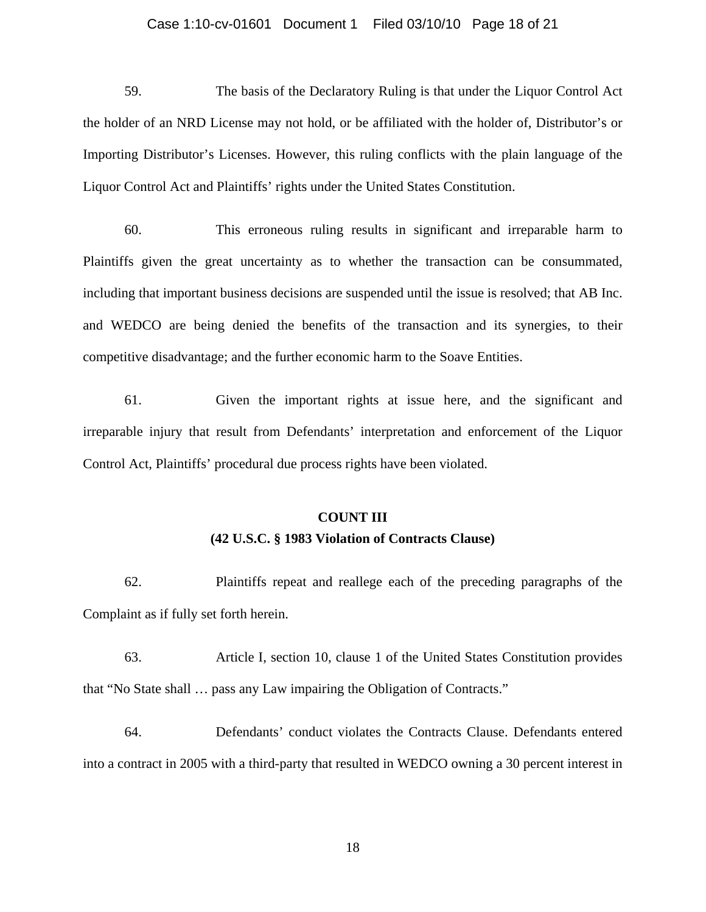59. The basis of the Declaratory Ruling is that under the Liquor Control Act the holder of an NRD License may not hold, or be affiliated with the holder of, Distributor's or Importing Distributor's Licenses. However, this ruling conflicts with the plain language of the Liquor Control Act and Plaintiffs' rights under the United States Constitution.

60. This erroneous ruling results in significant and irreparable harm to Plaintiffs given the great uncertainty as to whether the transaction can be consummated, including that important business decisions are suspended until the issue is resolved; that AB Inc. and WEDCO are being denied the benefits of the transaction and its synergies, to their competitive disadvantage; and the further economic harm to the Soave Entities.

61. Given the important rights at issue here, and the significant and irreparable injury that result from Defendants' interpretation and enforcement of the Liquor Control Act, Plaintiffs' procedural due process rights have been violated.

**COUNT III**

**(42 U.S.C. § 1983 Violation of Contracts Clause)**

62. Plaintiffs repeat and reallege each of the preceding paragraphs of the Complaint as if fully set forth herein.

63. Article I, section 10, clause 1 of the United States Constitution provides that "No State shall … pass any Law impairing the Obligation of Contracts."

64. Defendants' conduct violates the Contracts Clause. Defendants entered into a contract in 2005 with a third-party that resulted in WEDCO owning a 30 percent interest in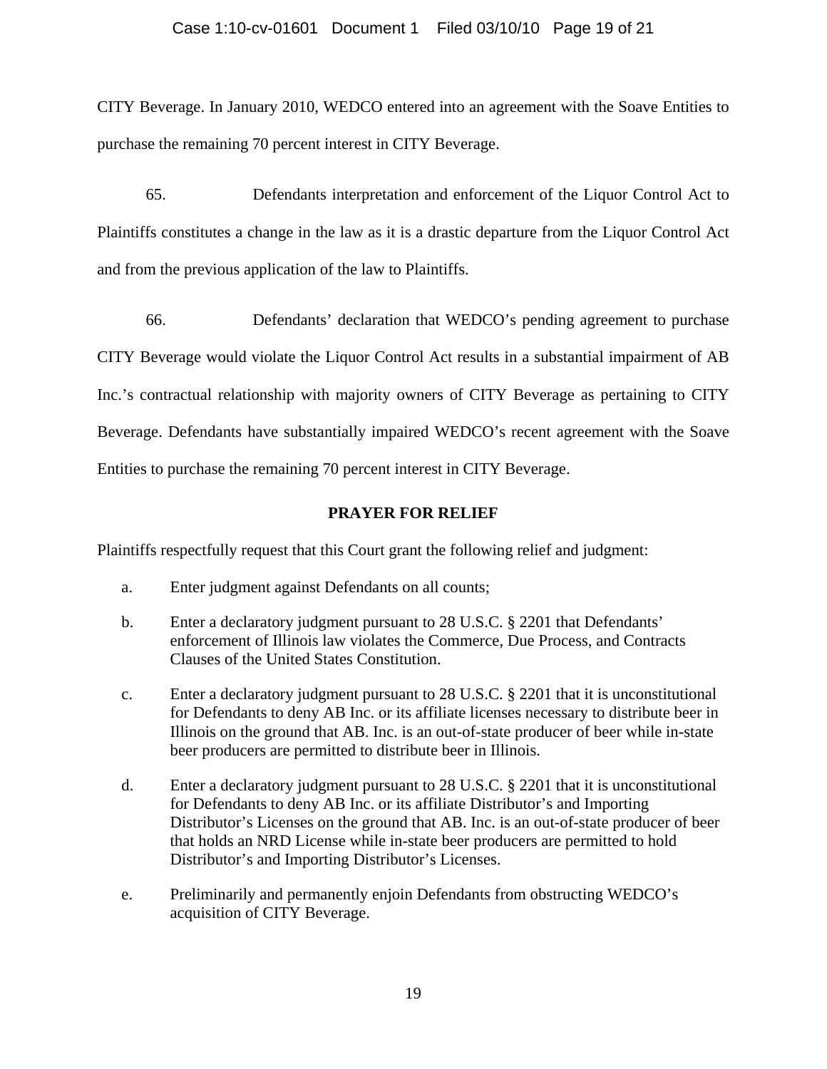CITY Beverage. In January 2010, WEDCO entered into an agreement with the Soave Entities to purchase the remaining 70 percent interest in CITY Beverage.

65. Defendants interpretation and enforcement of the Liquor Control Act to Plaintiffs constitutes a change in the law as it is a drastic departure from the Liquor Control Act and from the previous application of the law to Plaintiffs.

66. Defendants' declaration that WEDCO's pending agreement to purchase CITY Beverage would violate the Liquor Control Act results in a substantial impairment of AB Inc.'s contractual relationship with majority owners of CITY Beverage as pertaining to CITY Beverage. Defendants have substantially impaired WEDCO's recent agreement with the Soave Entities to purchase the remaining 70 percent interest in CITY Beverage.

**PRAYER FOR RELIEF**

Plaintiffs respectfully request that this Court grant the following relief and judgment:

a. Enter judgment against Defendants on all counts;

b. Enter a declaratory judgment pursuant to 28 U.S.C. § 2201 that Defendants' enforcement of Illinois law violates the Commerce, Due Process, and Contracts Clauses of the United States Constitution.

c. Enter a declaratory judgment pursuant to 28 U.S.C. § 2201 that it is unconstitutional for Defendants to deny AB Inc. or its affiliate licenses necessary to distribute beer in Illinois on the ground that AB. Inc. is an out-of-state producer of beer while in-state beer producers are permitted to distribute beer in Illinois.

d. Enter a declaratory judgment pursuant to 28 U.S.C. § 2201 that it is unconstitutional for Defendants to deny AB Inc. or its affiliate Distributor's and Importing Distributor's Licenses on the ground that AB. Inc. is an out-of-state producer of beer that holds an NRD License while in-state beer producers are permitted to hold Distributor's and Importing Distributor's Licenses.

e. Preliminarily and permanently enjoin Defendants from obstructing WEDCO's acquisition of CITY Beverage.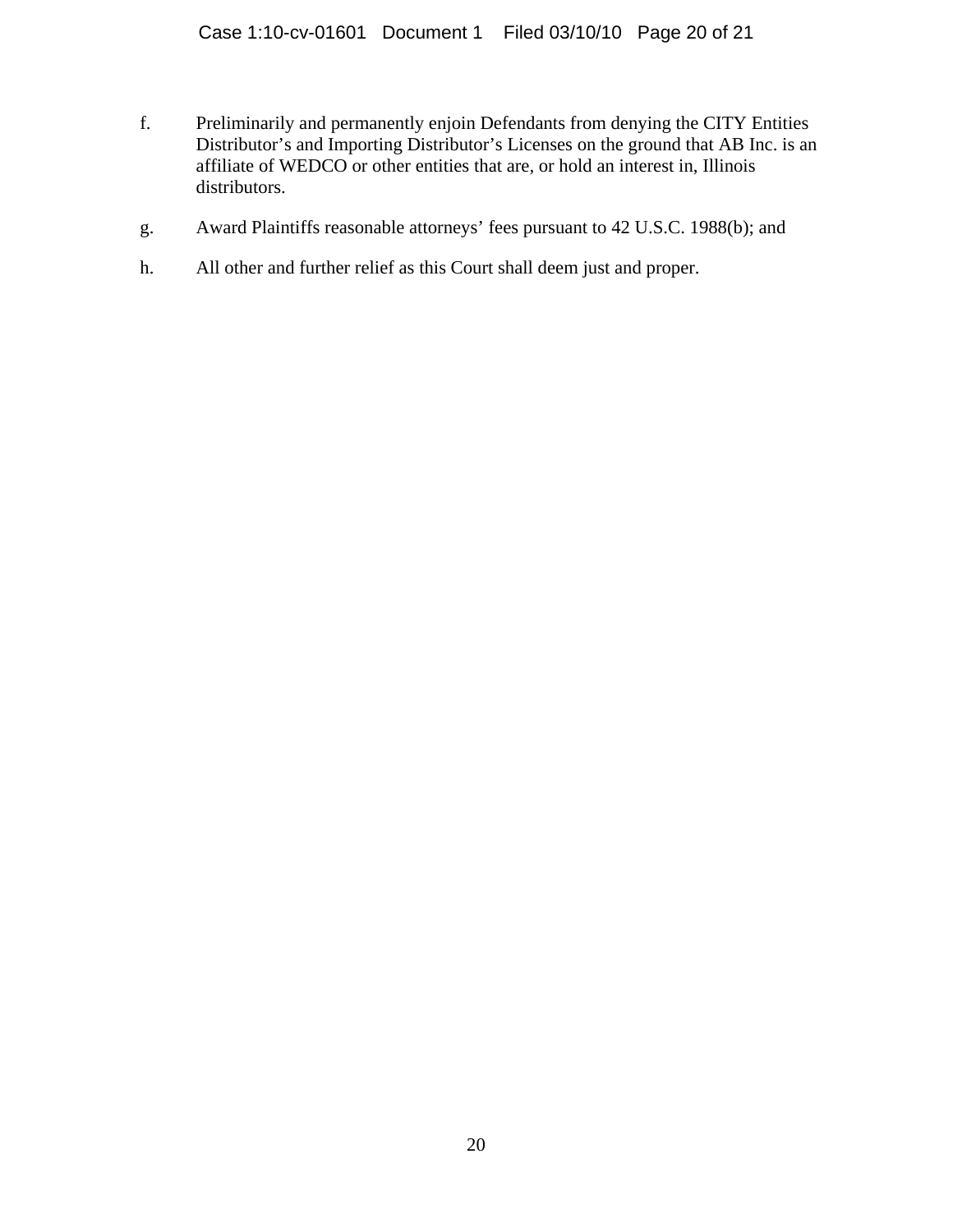f. Preliminarily and permanently enjoin Defendants from denying the CITY Entities Distributor's and Importing Distributor's Licenses on the ground that AB Inc. is an affiliate of WEDCO or other entities that are, or hold an interest in, Illinois distributors.

g. Award Plaintiffs reasonable attorneys' fees pursuant to 42 U.S.C. 1988(b); and

h. All other and further relief as this Court shall deem just and proper.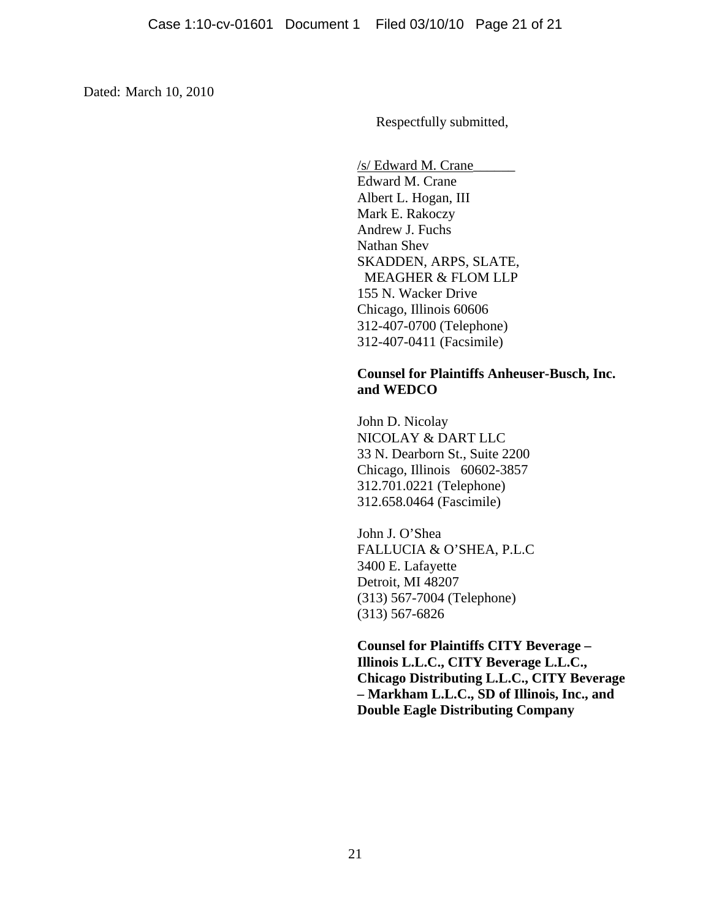Dated: March 10, 2010

Respectfully submitted,

/s/ Edward M. Crane______
Edward M. Crane
Albert L. Hogan, III
Mark E. Rakoczy
Andrew J. Fuchs
Nathan Shev
SKADDEN, ARPS, SLATE,
MEAGHER & FLOM LLP
155 N. Wacker Drive
Chicago, Illinois 60606
312-407-0700 (Telephone)
312-407-0411 (Facsimile)

**Counsel for Plaintiffs Anheuser-Busch, Inc. and WEDCO**

John D. Nicolay
NICOLAY & DART LLC
33 N. Dearborn St., Suite 2200
Chicago, Illinois 60602-3857
312.701.0221 (Telephone)
312.658.0464 (Fascimile)

John J. O'Shea
FALLUCIA & O'SHEA, P.L.C
3400 E. Lafayette
Detroit, MI 48207
(313) 567-7004 (Telephone)
(313) 567-6826

**Counsel for Plaintiffs CITY Beverage – Illinois L.L.C., CITY Beverage L.L.C., Chicago Distributing L.L.C., CITY Beverage – Markham L.L.C., SD of Illinois, Inc., and Double Eagle Distributing Company**